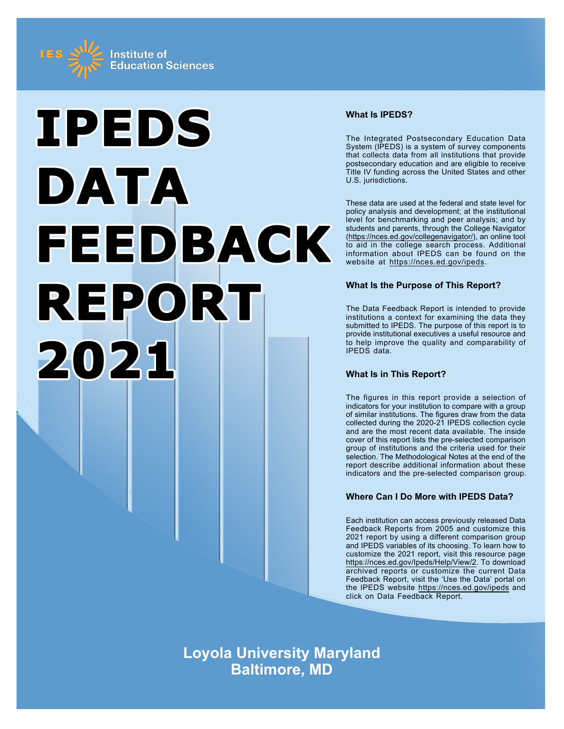IES Institute of Education Sciences

# IPEDS DATA FEEDBACK REPORT 2021

### What Is IPEDS?

The Integrated Postsecondary Education Data System (IPEDS) is a system of survey components that collects data from all institutions that provide postsecondary education and are eligible to receive Title IV funding across the United States and other U.S. jurisdictions.

These data are used at the federal and state level for policy analysis and development; at the institutional level for benchmarking and peer analysis; and by students and parents, through the College Navigator (https://nces.ed.gov/collegenavigator/), an online tool to aid in the college search process. Additional information about IPEDS can be found on the website at https://nces.ed.gov/ipeds.

### What Is the Purpose of This Report?

The Data Feedback Report is intended to provide institutions a context for examining the data they submitted to IPEDS. The purpose of this report is to provide institutional executives a useful resource and to help improve the quality and comparability of IPEDS data.

### What Is in This Report?

The figures in this report provide a selection of indicators for your institution to compare with a group of similar institutions. The figures draw from the data collected during the 2020-21 IPEDS collection cycle and are the most recent data available. The inside cover of this report lists the pre-selected comparison group of institutions and the criteria used for their selection. The Methodological Notes at the end of the report describe additional information about these indicators and the pre-selected comparison group.

### Where Can I Do More with IPEDS Data?

Each institution can access previously released Data Feedback Reports from 2005 and customize this 2021 report by using a different comparison group and IPEDS variables of its choosing. To learn how to customize the 2021 report, visit this resource page https://nces.ed.gov/Ipeds/Help/View/2. To download archived reports or customize the current Data Feedback Report, visit the 'Use the Data' portal on the IPEDS website https://nces.ed.gov/ipeds and click on Data Feedback Report.

**Loyola University Maryland**
**Baltimore, MD**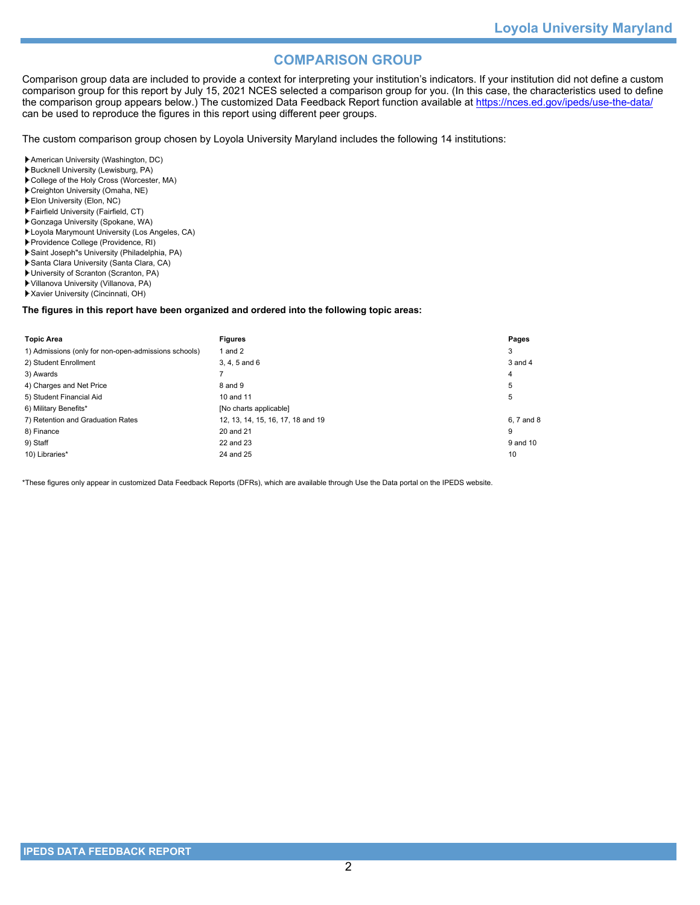## COMPARISON GROUP

Comparison group data are included to provide a context for interpreting your institution's indicators. If your institution did not define a custom comparison group for this report by July 15, 2021 NCES selected a comparison group for you. (In this case, the characteristics used to define the comparison group appears below.) The customized Data Feedback Report function available at https://nces.ed.gov/ipeds/use-the-data/ can be used to reproduce the figures in this report using different peer groups.

The custom comparison group chosen by Loyola University Maryland includes the following 14 institutions:

- American University (Washington, DC)
- Bucknell University (Lewisburg, PA)
- College of the Holy Cross (Worcester, MA)
- Creighton University (Omaha, NE)
- Elon University (Elon, NC)
- Fairfield University (Fairfield, CT)
- Gonzaga University (Spokane, WA)
- Loyola Marymount University (Los Angeles, CA)
- Providence College (Providence, RI)
- Saint Joseph''s University (Philadelphia, PA)
- Santa Clara University (Santa Clara, CA)
- University of Scranton (Scranton, PA)
- Villanova University (Villanova, PA)
- Xavier University (Cincinnati, OH)

**The figures in this report have been organized and ordered into the following topic areas:**

| Topic Area | Figures | Pages |
|---|---|---|
| 1) Admissions (only for non-open-admissions schools) | 1 and 2 | 3 |
| 2) Student Enrollment | 3, 4, 5 and 6 | 3 and 4 |
| 3) Awards | 7 | 4 |
| 4) Charges and Net Price | 8 and 9 | 5 |
| 5) Student Financial Aid | 10 and 11 | 5 |
| 6) Military Benefits* | [No charts applicable] | |
| 7) Retention and Graduation Rates | 12, 13, 14, 15, 16, 17, 18 and 19 | 6, 7 and 8 |
| 8) Finance | 20 and 21 | 9 |
| 9) Staff | 22 and 23 | 9 and 10 |
| 10) Libraries* | 24 and 25 | 10 |

*These figures only appear in customized Data Feedback Reports (DFRs), which are available through Use the Data portal on the IPEDS website.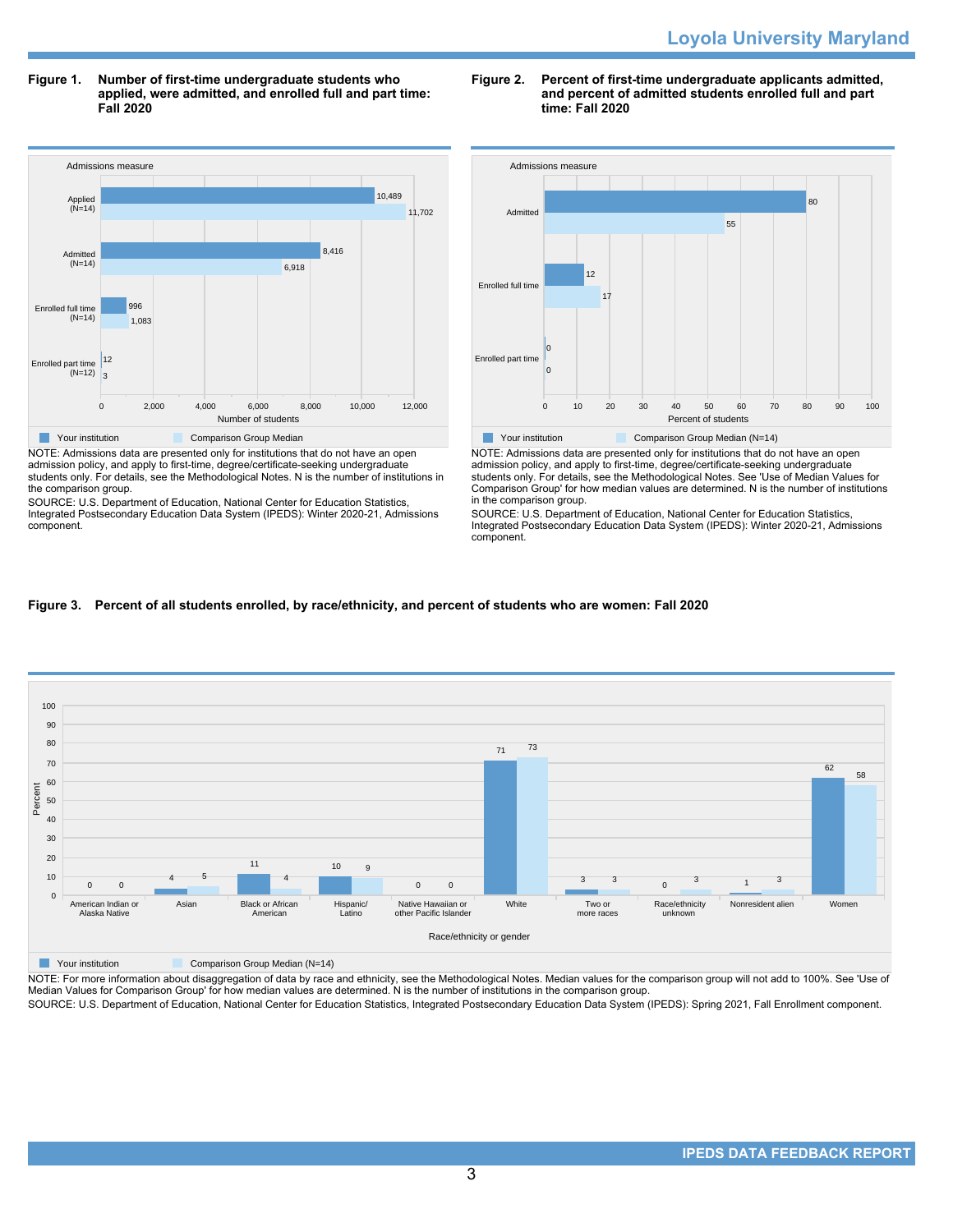**Figure 1. Number of first-time undergraduate students who applied, were admitted, and enrolled full and part time: Fall 2020**

| Admissions measure | Your institution | Comparison Group Median |
|---|---|---|
| Applied (N=14) | 10,489 | 11,702 |
| Admitted (N=14) | 8,416 | 6,918 |
| Enrolled full time (N=14) | 996 | 1,083 |
| Enrolled part time (N=12) | 12 | 3 |

NOTE: Admissions data are presented only for institutions that do not have an open admission policy, and apply to first-time, degree/certificate-seeking undergraduate students only. For details, see the Methodological Notes. N is the number of institutions in the comparison group.

SOURCE: U.S. Department of Education, National Center for Education Statistics, Integrated Postsecondary Education Data System (IPEDS): Winter 2020-21, Admissions component.

**Figure 2. Percent of first-time undergraduate applicants admitted, and percent of admitted students enrolled full and part time: Fall 2020**

| Admissions measure | Your institution | Comparison Group Median (N=14) |
|---|---|---|
| Admitted | 80 | 55 |
| Enrolled full time | 12 | 17 |
| Enrolled part time | 0 | 0 |

NOTE: Admissions data are presented only for institutions that do not have an open admission policy, and apply to first-time, degree/certificate-seeking undergraduate students only. For details, see the Methodological Notes. See 'Use of Median Values for Comparison Group' for how median values are determined. N is the number of institutions in the comparison group.

SOURCE: U.S. Department of Education, National Center for Education Statistics, Integrated Postsecondary Education Data System (IPEDS): Winter 2020-21, Admissions component.

**Figure 3. Percent of all students enrolled, by race/ethnicity, and percent of students who are women: Fall 2020**

| Race/ethnicity or gender | Your institution | Comparison Group Median (N=14) |
|---|---|---|
| American Indian or Alaska Native | 0 | 0 |
| Asian | 4 | 5 |
| Black or African American | 11 | 4 |
| Hispanic/Latino | 10 | 9 |
| Native Hawaiian or other Pacific Islander | 0 | 0 |
| White | 71 | 73 |
| Two or more races | 3 | 3 |
| Race/ethnicity unknown | 0 | 3 |
| Nonresident alien | 1 | 3 |
| Women | 62 | 58 |

NOTE: For more information about disaggregation of data by race and ethnicity, see the Methodological Notes. Median values for the comparison group will not add to 100%. See 'Use of Median Values for Comparison Group' for how median values are determined. N is the number of institutions in the comparison group.

SOURCE: U.S. Department of Education, National Center for Education Statistics, Integrated Postsecondary Education Data System (IPEDS): Spring 2021, Fall Enrollment component.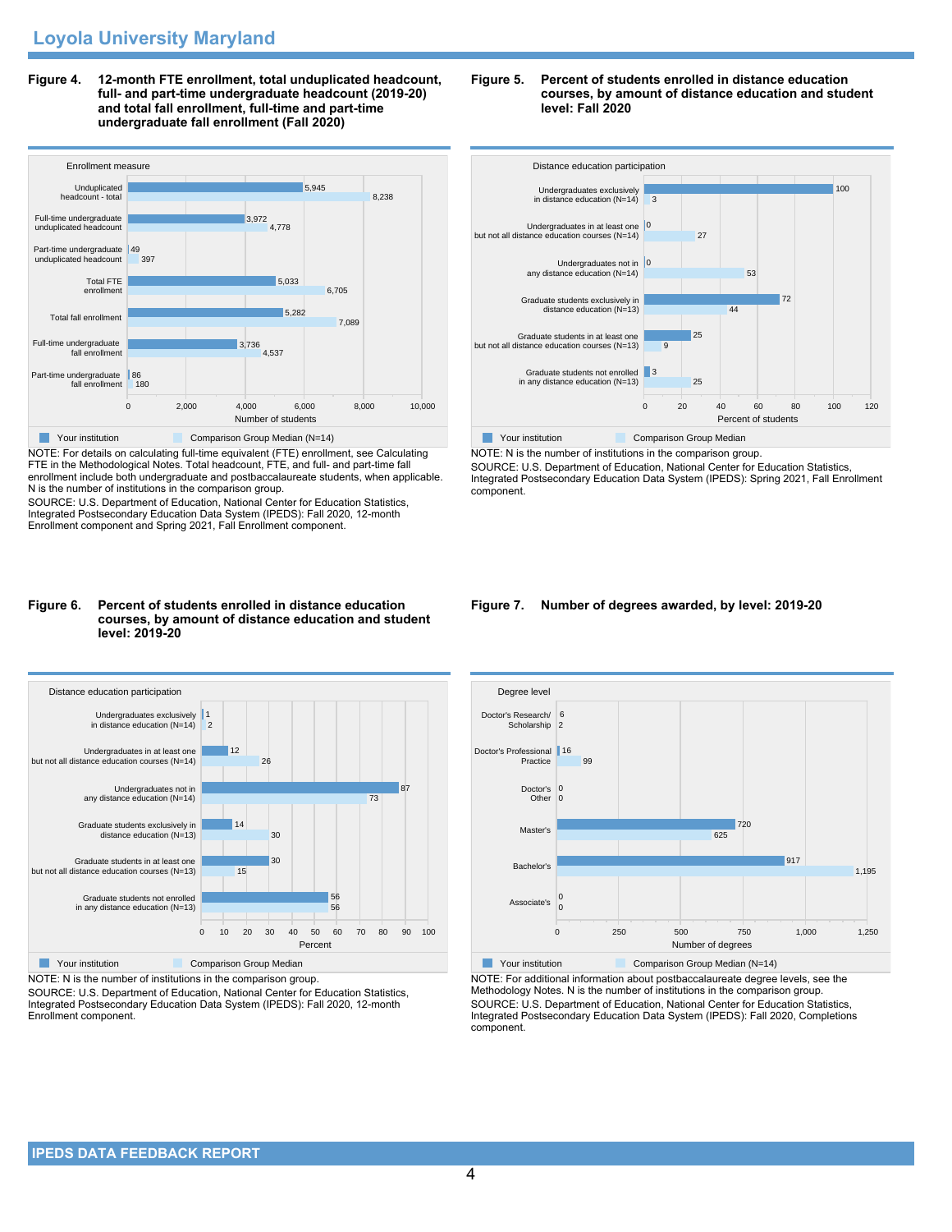## Loyola University Maryland

**Figure 4. 12-month FTE enrollment, total unduplicated headcount, full- and part-time undergraduate headcount (2019-20) and total fall enrollment, full-time and part-time undergraduate fall enrollment (Fall 2020)**

| Enrollment measure | Your institution | Comparison Group Median (N=14) |
|---|---|---|
| Unduplicated headcount - total | 5,945 | 8,238 |
| Full-time undergraduate unduplicated headcount | 3,972 | 4,778 |
| Part-time undergraduate unduplicated headcount | 49 | 397 |
| Total FTE enrollment | 5,033 | 6,705 |
| Total fall enrollment | 5,282 | 7,089 |
| Full-time undergraduate fall enrollment | 3,736 | 4,537 |
| Part-time undergraduate fall enrollment | 86 | 180 |

NOTE: For details on calculating full-time equivalent (FTE) enrollment, see Calculating FTE in the Methodological Notes. Total headcount, FTE, and full- and part-time fall enrollment include both undergraduate and postbaccalaureate students, when applicable. N is the number of institutions in the comparison group.
SOURCE: U.S. Department of Education, National Center for Education Statistics, Integrated Postsecondary Education Data System (IPEDS): Fall 2020, 12-month Enrollment component and Spring 2021, Fall Enrollment component.

**Figure 5. Percent of students enrolled in distance education courses, by amount of distance education and student level: Fall 2020**

| Distance education participation | Your institution | Comparison Group Median |
|---|---|---|
| Undergraduates exclusively in distance education (N=14) | 100 | 3 |
| Undergraduates in at least one but not all distance education courses (N=14) | 0 | 27 |
| Undergraduates not in any distance education (N=14) | 0 | 53 |
| Graduate students exclusively in distance education (N=13) | 72 | 44 |
| Graduate students in at least one but not all distance education courses (N=13) | 25 | 9 |
| Graduate students not enrolled in any distance education (N=13) | 3 | 25 |

NOTE: N is the number of institutions in the comparison group.
SOURCE: U.S. Department of Education, National Center for Education Statistics, Integrated Postsecondary Education Data System (IPEDS): Spring 2021, Fall Enrollment component.

**Figure 6. Percent of students enrolled in distance education courses, by amount of distance education and student level: 2019-20**

| Distance education participation | Your institution | Comparison Group Median |
|---|---|---|
| Undergraduates exclusively in distance education (N=14) | 1 | 2 |
| Undergraduates in at least one but not all distance education courses (N=14) | 12 | 26 |
| Undergraduates not in any distance education (N=14) | 87 | 73 |
| Graduate students exclusively in distance education (N=13) | 14 | 30 |
| Graduate students in at least one but not all distance education courses (N=13) | 30 | 15 |
| Graduate students not enrolled in any distance education (N=13) | 56 | 56 |

NOTE: N is the number of institutions in the comparison group.
SOURCE: U.S. Department of Education, National Center for Education Statistics, Integrated Postsecondary Education Data System (IPEDS): Fall 2020, 12-month Enrollment component.

**Figure 7. Number of degrees awarded, by level: 2019-20**

| Degree level | Your institution | Comparison Group Median (N=14) |
|---|---|---|
| Doctor's Research/ Scholarship | 6 | 2 |
| Doctor's Professional Practice | 16 | 99 |
| Doctor's Other | 0 | 0 |
| Master's | 720 | 625 |
| Bachelor's | 917 | 1,195 |
| Associate's | 0 | 0 |

NOTE: For additional information about postbaccalaureate degree levels, see the Methodology Notes. N is the number of institutions in the comparison group.
SOURCE: U.S. Department of Education, National Center for Education Statistics, Integrated Postsecondary Education Data System (IPEDS): Fall 2020, Completions component.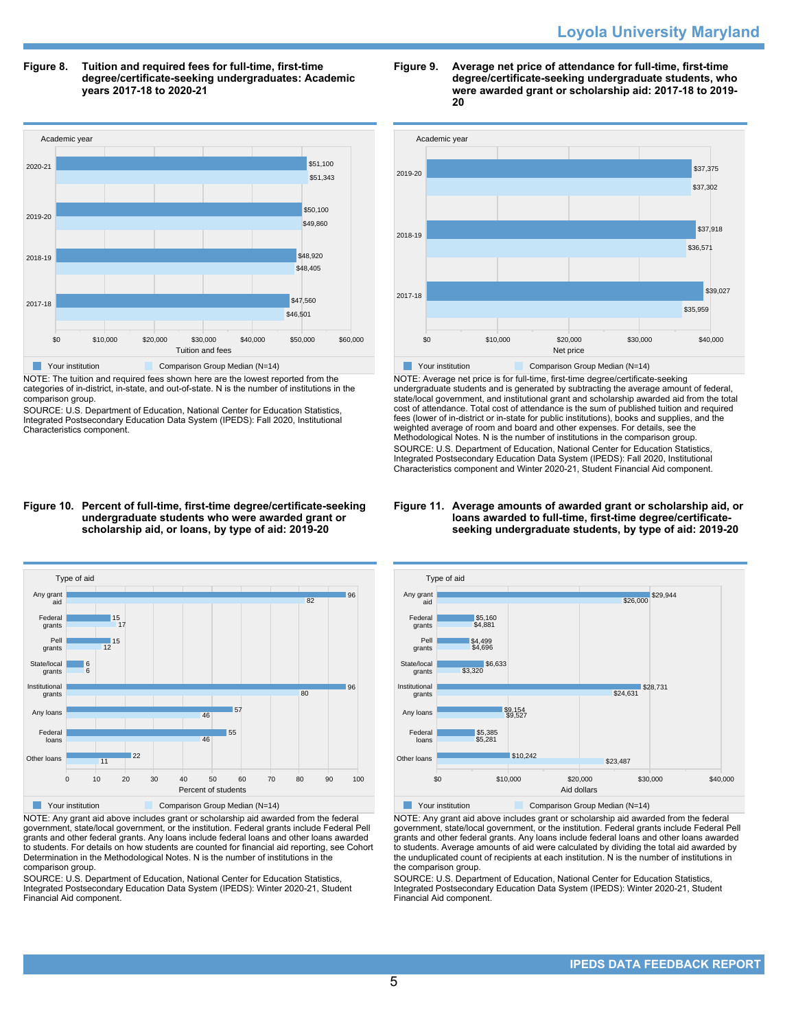**Figure 8. Tuition and required fees for full-time, first-time degree/certificate-seeking undergraduates: Academic years 2017-18 to 2020-21**

| Academic year | Your institution | Comparison Group Median (N=14) |
|---|---|---|
| 2020-21 | $51,100 | $51,343 |
| 2019-20 | $50,100 | $49,860 |
| 2018-19 | $48,920 | $48,405 |
| 2017-18 | $47,560 | $46,501 |

NOTE: The tuition and required fees shown here are the lowest reported from the categories of in-district, in-state, and out-of-state. N is the number of institutions in the comparison group.

SOURCE: U.S. Department of Education, National Center for Education Statistics, Integrated Postsecondary Education Data System (IPEDS): Fall 2020, Institutional Characteristics component.

**Figure 9. Average net price of attendance for full-time, first-time degree/certificate-seeking undergraduate students, who were awarded grant or scholarship aid: 2017-18 to 2019-20**

| Academic year | Your institution | Comparison Group Median (N=14) |
|---|---|---|
| 2019-20 | $37,375 | $37,302 |
| 2018-19 | $37,918 | $36,571 |
| 2017-18 | $39,027 | $35,959 |

NOTE: Average net price is for full-time, first-time degree/certificate-seeking undergraduate students and is generated by subtracting the average amount of federal, state/local government, and institutional grant and scholarship awarded aid from the total cost of attendance. Total cost of attendance is the sum of published tuition and required fees (lower of in-district or in-state for public institutions), books and supplies, and the weighted average of room and board and other expenses. For details, see the Methodological Notes. N is the number of institutions in the comparison group.

SOURCE: U.S. Department of Education, National Center for Education Statistics, Integrated Postsecondary Education Data System (IPEDS): Fall 2020, Institutional Characteristics component and Winter 2020-21, Student Financial Aid component.

**Figure 10. Percent of full-time, first-time degree/certificate-seeking undergraduate students who were awarded grant or scholarship aid, or loans, by type of aid: 2019-20**

| Type of aid | Your institution | Comparison Group Median (N=14) |
|---|---|---|
| Any grant aid | 96 | 82 |
| Federal grants | 15 | 17 |
| Pell grants | 15 | 12 |
| State/local grants | 6 | 6 |
| Institutional grants | 96 | 80 |
| Any loans | 57 | 46 |
| Federal loans | 55 | 46 |
| Other loans | 22 | 11 |

NOTE: Any grant aid above includes grant or scholarship aid awarded from the federal government, state/local government, or the institution. Federal grants include Federal Pell grants and other federal grants. Any loans include federal loans and other loans awarded to students. For details on how students are counted for financial aid reporting, see Cohort Determination in the Methodological Notes. N is the number of institutions in the comparison group.

SOURCE: U.S. Department of Education, National Center for Education Statistics, Integrated Postsecondary Education Data System (IPEDS): Winter 2020-21, Student Financial Aid component.

**Figure 11. Average amounts of awarded grant or scholarship aid, or loans awarded to full-time, first-time degree/certificate-seeking undergraduate students, by type of aid: 2019-20**

| Type of aid | Your institution | Comparison Group Median (N=14) |
|---|---|---|
| Any grant aid | $29,944 | $26,000 |
| Federal grants | $5,160 | $4,881 |
| Pell grants | $4,499 | $4,696 |
| State/local grants | $6,633 | $3,320 |
| Institutional grants | $28,731 | $24,631 |
| Any loans | $9,154 | $9,527 |
| Federal loans | $5,385 | $5,281 |
| Other loans | $10,242 | $23,487 |

NOTE: Any grant aid above includes grant or scholarship aid awarded from the federal government, state/local government, or the institution. Federal grants include Federal Pell grants and other federal grants. Any loans include federal loans and other loans awarded to students. Average amounts of aid were calculated by dividing the total aid awarded by the unduplicated count of recipients at each institution. N is the number of institutions in the comparison group.

SOURCE: U.S. Department of Education, National Center for Education Statistics, Integrated Postsecondary Education Data System (IPEDS): Winter 2020-21, Student Financial Aid component.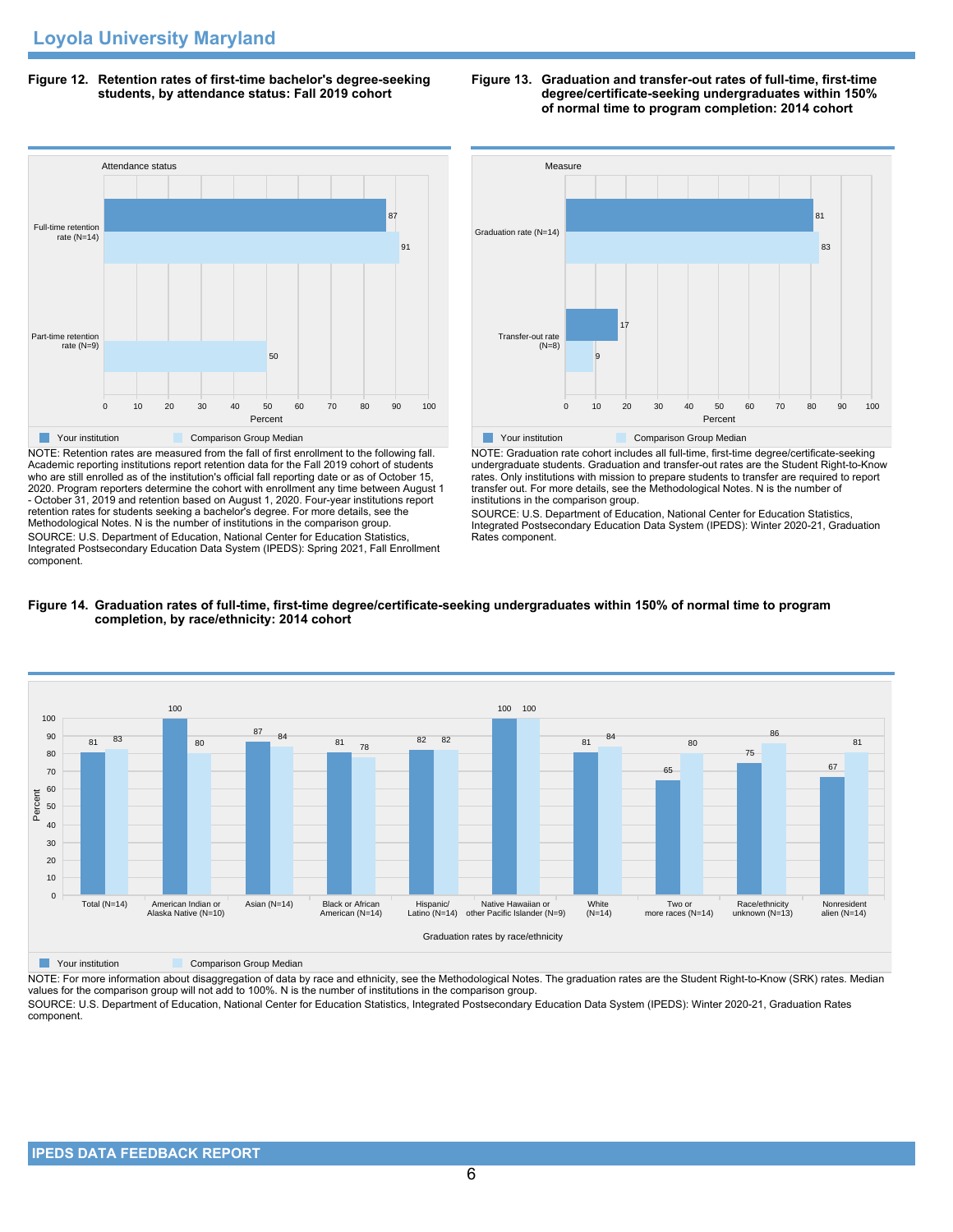## Loyola University Maryland

**Figure 12. Retention rates of first-time bachelor's degree-seeking students, by attendance status: Fall 2019 cohort**

| Attendance status | Your institution | Comparison Group Median |
|---|---|---|
| Full-time retention rate (N=14) | 87 | 91 |
| Part-time retention rate (N=9) | | 50 |

NOTE: Retention rates are measured from the fall of first enrollment to the following fall. Academic reporting institutions report retention data for the Fall 2019 cohort of students who are still enrolled as of the institution's official fall reporting date or as of October 15, 2020. Program reporters determine the cohort with enrollment any time between August 1 - October 31, 2019 and retention based on August 1, 2020. Four-year institutions report retention rates for students seeking a bachelor's degree. For more details, see the Methodological Notes. N is the number of institutions in the comparison group.

SOURCE: U.S. Department of Education, National Center for Education Statistics, Integrated Postsecondary Education Data System (IPEDS): Spring 2021, Fall Enrollment component.

**Figure 13. Graduation and transfer-out rates of full-time, first-time degree/certificate-seeking undergraduates within 150% of normal time to program completion: 2014 cohort**

| Measure | Your institution | Comparison Group Median |
|---|---|---|
| Graduation rate (N=14) | 81 | 83 |
| Transfer-out rate (N=8) | 17 | 9 |

NOTE: Graduation rate cohort includes all full-time, first-time degree/certificate-seeking undergraduate students. Graduation and transfer-out rates are the Student Right-to-Know rates. Only institutions with mission to prepare students to transfer are required to report transfer out. For more details, see the Methodological Notes. N is the number of institutions in the comparison group.

SOURCE: U.S. Department of Education, National Center for Education Statistics, Integrated Postsecondary Education Data System (IPEDS): Winter 2020-21, Graduation Rates component.

**Figure 14. Graduation rates of full-time, first-time degree/certificate-seeking undergraduates within 150% of normal time to program completion, by race/ethnicity: 2014 cohort**

| Graduation rates by race/ethnicity | Your institution | Comparison Group Median |
|---|---|---|
| Total (N=14) | 81 | 83 |
| American Indian or Alaska Native (N=10) | 100 | 80 |
| Asian (N=14) | 87 | 84 |
| Black or African American (N=14) | 81 | 78 |
| Hispanic/ Latino (N=14) | 82 | 82 |
| Native Hawaiian or other Pacific Islander (N=9) | 100 | 100 |
| White (N=14) | 81 | 84 |
| Two or more races (N=14) | 65 | 80 |
| Race/ethnicity unknown (N=13) | 75 | 86 |
| Nonresident alien (N=14) | 67 | 81 |

NOTE: For more information about disaggregation of data by race and ethnicity, see the Methodological Notes. The graduation rates are the Student Right-to-Know (SRK) rates. Median values for the comparison group will not add to 100%. N is the number of institutions in the comparison group.

SOURCE: U.S. Department of Education, National Center for Education Statistics, Integrated Postsecondary Education Data System (IPEDS): Winter 2020-21, Graduation Rates component.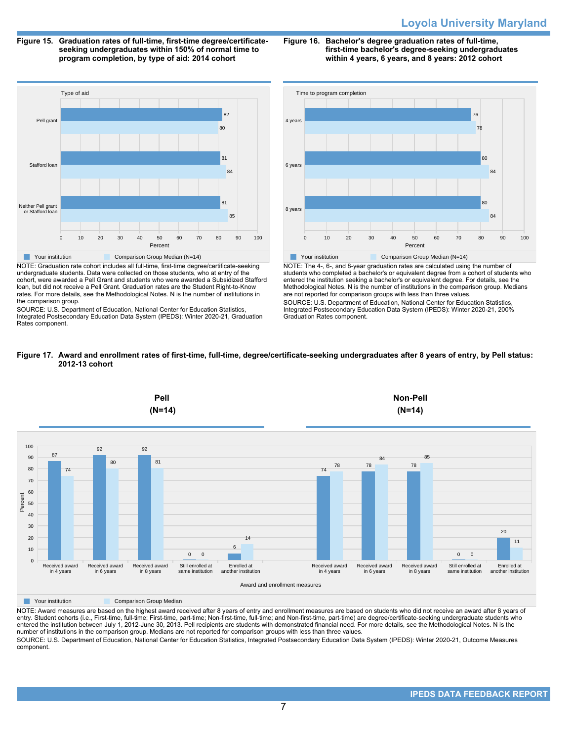**Figure 15. Graduation rates of full-time, first-time degree/certificate-seeking undergraduates within 150% of normal time to program completion, by type of aid: 2014 cohort**

| Type of aid | Your institution | Comparison Group Median (N=14) |
|---|---|---|
| Pell grant | 82 | 80 |
| Stafford loan | 81 | 84 |
| Neither Pell grant or Stafford loan | 81 | 85 |

NOTE: Graduation rate cohort includes all full-time, first-time degree/certificate-seeking undergraduate students. Data were collected on those students, who at entry of the cohort, were awarded a Pell Grant and students who were awarded a Subsidized Stafford loan, but did not receive a Pell Grant. Graduation rates are the Student Right-to-Know rates. For more details, see the Methodological Notes. N is the number of institutions in the comparison group.

SOURCE: U.S. Department of Education, National Center for Education Statistics, Integrated Postsecondary Education Data System (IPEDS): Winter 2020-21, Graduation Rates component.

**Figure 16. Bachelor's degree graduation rates of full-time, first-time bachelor's degree-seeking undergraduates within 4 years, 6 years, and 8 years: 2012 cohort**

| Time to program completion | Your institution | Comparison Group Median (N=14) |
|---|---|---|
| 4 years | 76 | 78 |
| 6 years | 80 | 84 |
| 8 years | 80 | 84 |

NOTE: The 4-, 6-, and 8-year graduation rates are calculated using the number of students who completed a bachelor's or equivalent degree from a cohort of students who entered the institution seeking a bachelor's or equivalent degree. For details, see the Methodological Notes. N is the number of institutions in the comparison group. Medians are not reported for comparison groups with less than three values.

SOURCE: U.S. Department of Education, National Center for Education Statistics, Integrated Postsecondary Education Data System (IPEDS): Winter 2020-21, 200% Graduation Rates component.

**Figure 17. Award and enrollment rates of first-time, full-time, degree/certificate-seeking undergraduates after 8 years of entry, by Pell status: 2012-13 cohort**

| Award and enrollment measures | Pell (N=14): Your institution | Pell (N=14): Comparison Group Median | Non-Pell (N=14): Your institution | Non-Pell (N=14): Comparison Group Median |
|---|---|---|---|---|
| Received award in 4 years | 87 | 74 | 74 | 78 |
| Received award in 6 years | 92 | 80 | 78 | 84 |
| Received award in 8 years | 92 | 81 | 78 | 85 |
| Still enrolled at same institution | 0 | 0 | 0 | 0 |
| Enrolled at another institution | 6 | 14 | 20 | 11 |

NOTE: Award measures are based on the highest award received after 8 years of entry and enrollment measures are based on students who did not receive an award after 8 years of entry. Student cohorts (i.e., First-time, full-time; First-time, part-time; Non-first-time, full-time; and Non-first-time, part-time) are degree/certificate-seeking undergraduate students who entered the institution between July 1, 2012-June 30, 2013. Pell recipients are students with demonstrated financial need. For more details, see the Methodological Notes. N is the number of institutions in the comparison group. Medians are not reported for comparison groups with less than three values.

SOURCE: U.S. Department of Education, National Center for Education Statistics, Integrated Postsecondary Education Data System (IPEDS): Winter 2020-21, Outcome Measures component.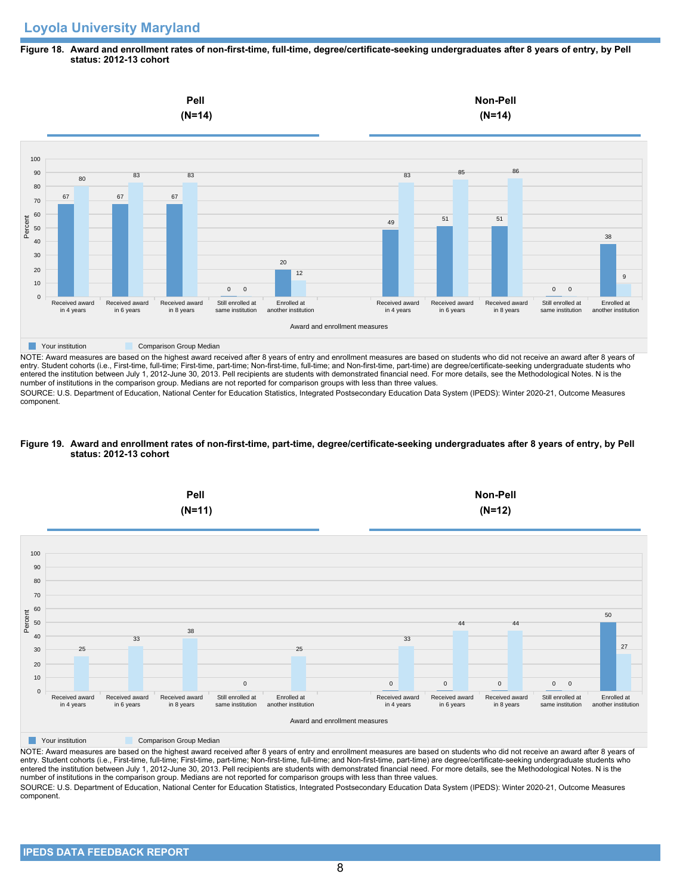## Loyola University Maryland

**Figure 18. Award and enrollment rates of non-first-time, full-time, degree/certificate-seeking undergraduates after 8 years of entry, by Pell status: 2012-13 cohort**

| Award and enrollment measures | Pell (N=14): Your institution | Pell (N=14): Comparison Group Median | Non-Pell (N=14): Your institution | Non-Pell (N=14): Comparison Group Median |
|---|---|---|---|---|
| Received award in 4 years | 67 | 80 | 49 | 83 |
| Received award in 6 years | 67 | 83 | 51 | 85 |
| Received award in 8 years | 67 | 83 | 51 | 86 |
| Still enrolled at same institution | 0 | 0 | 0 | 0 |
| Enrolled at another institution | 20 | 12 | 38 | 9 |

NOTE: Award measures are based on the highest award received after 8 years of entry and enrollment measures are based on students who did not receive an award after 8 years of entry. Student cohorts (i.e., First-time, full-time; First-time, part-time; Non-first-time, full-time; and Non-first-time, part-time) are degree/certificate-seeking undergraduate students who entered the institution between July 1, 2012-June 30, 2013. Pell recipients are students with demonstrated financial need. For more details, see the Methodological Notes. N is the number of institutions in the comparison group. Medians are not reported for comparison groups with less than three values.

SOURCE: U.S. Department of Education, National Center for Education Statistics, Integrated Postsecondary Education Data System (IPEDS): Winter 2020-21, Outcome Measures component.

**Figure 19. Award and enrollment rates of non-first-time, part-time, degree/certificate-seeking undergraduates after 8 years of entry, by Pell status: 2012-13 cohort**

| Award and enrollment measures | Pell (N=11): Your institution | Pell (N=11): Comparison Group Median | Non-Pell (N=12): Your institution | Non-Pell (N=12): Comparison Group Median |
|---|---|---|---|---|
| Received award in 4 years | | 25 | 0 | 33 |
| Received award in 6 years | | 33 | 0 | 44 |
| Received award in 8 years | | 38 | 0 | 44 |
| Still enrolled at same institution | | 0 | 0 | 0 |
| Enrolled at another institution | | 25 | 50 | 27 |

NOTE: Award measures are based on the highest award received after 8 years of entry and enrollment measures are based on students who did not receive an award after 8 years of entry. Student cohorts (i.e., First-time, full-time; First-time, part-time; Non-first-time, full-time; and Non-first-time, part-time) are degree/certificate-seeking undergraduate students who entered the institution between July 1, 2012-June 30, 2013. Pell recipients are students with demonstrated financial need. For more details, see the Methodological Notes. N is the number of institutions in the comparison group. Medians are not reported for comparison groups with less than three values.

SOURCE: U.S. Department of Education, National Center for Education Statistics, Integrated Postsecondary Education Data System (IPEDS): Winter 2020-21, Outcome Measures component.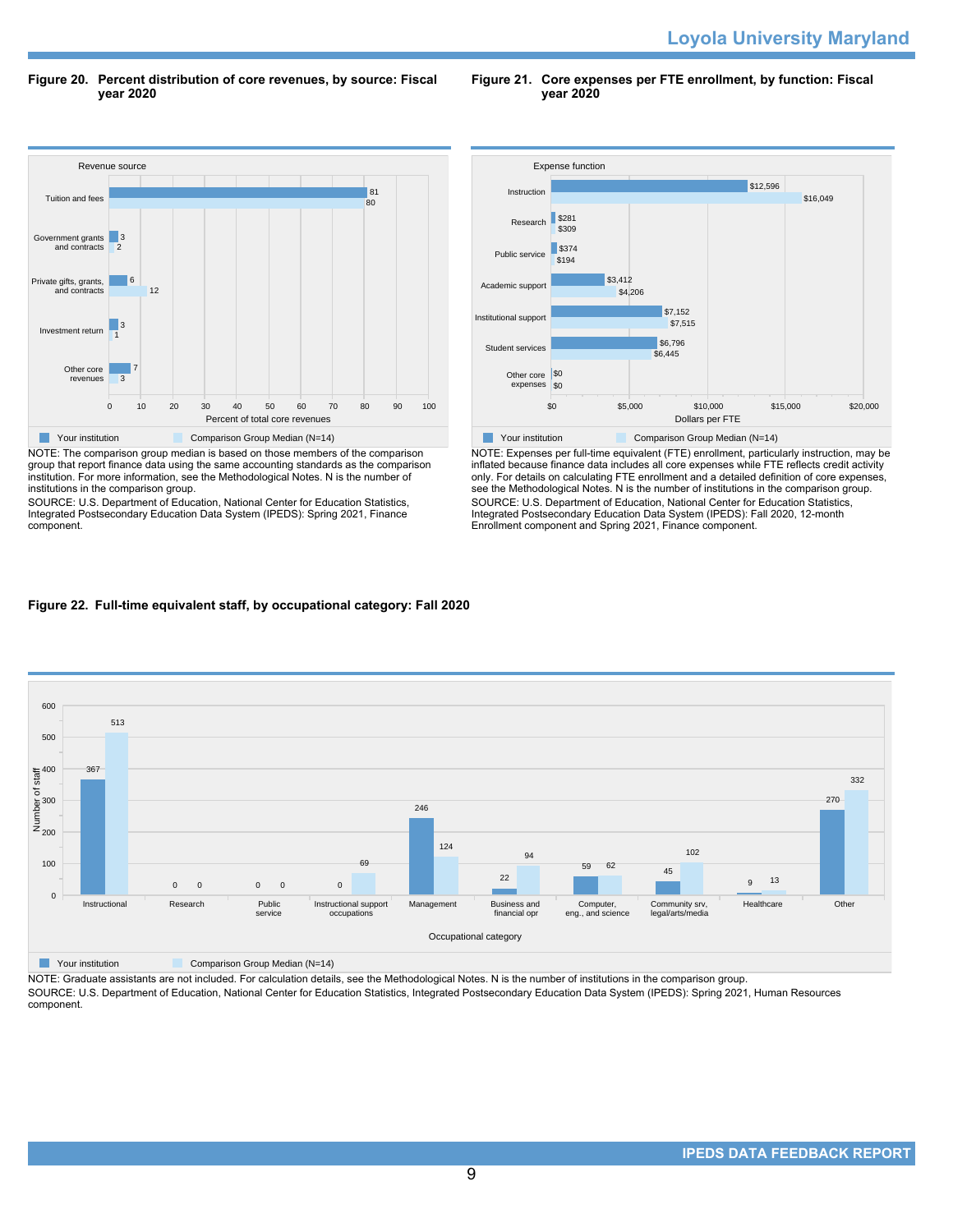**Figure 20. Percent distribution of core revenues, by source: Fiscal year 2020**

| Revenue source | Your institution | Comparison Group Median (N=14) |
| --- | --- | --- |
| Tuition and fees | 81 | 80 |
| Government grants and contracts | 3 | 2 |
| Private gifts, grants, and contracts | 6 | 12 |
| Investment return | 3 | 1 |
| Other core revenues | 7 | 3 |

Percent of total core revenues

NOTE: The comparison group median is based on those members of the comparison group that report finance data using the same accounting standards as the comparison institution. For more information, see the Methodological Notes. N is the number of institutions in the comparison group.

SOURCE: U.S. Department of Education, National Center for Education Statistics, Integrated Postsecondary Education Data System (IPEDS): Spring 2021, Finance component.

**Figure 21. Core expenses per FTE enrollment, by function: Fiscal year 2020**

| Expense function | Your institution | Comparison Group Median (N=14) |
| --- | --- | --- |
| Instruction | $12,596 | $16,049 |
| Research | $281 | $309 |
| Public service | $374 | $194 |
| Academic support | $3,412 | $4,206 |
| Institutional support | $7,152 | $7,515 |
| Student services | $6,796 | $6,445 |
| Other core expenses | $0 | $0 |

Dollars per FTE

NOTE: Expenses per full-time equivalent (FTE) enrollment, particularly instruction, may be inflated because finance data includes all core expenses while FTE reflects credit activity only. For details on calculating FTE enrollment and a detailed definition of core expenses, see the Methodological Notes. N is the number of institutions in the comparison group.

SOURCE: U.S. Department of Education, National Center for Education Statistics, Integrated Postsecondary Education Data System (IPEDS): Fall 2020, 12-month Enrollment component and Spring 2021, Finance component.

**Figure 22. Full-time equivalent staff, by occupational category: Fall 2020**

| Occupational category | Your institution | Comparison Group Median (N=14) |
| --- | --- | --- |
| Instructional | 367 | 513 |
| Research | 0 | 0 |
| Public service | 0 | 0 |
| Instructional support occupations | 0 | 69 |
| Management | 246 | 124 |
| Business and financial opr | 22 | 94 |
| Computer, eng., and science | 59 | 62 |
| Community srv, legal/arts/media | 45 | 102 |
| Healthcare | 9 | 13 |
| Other | 270 | 332 |

Number of staff

NOTE: Graduate assistants are not included. For calculation details, see the Methodological Notes. N is the number of institutions in the comparison group.

SOURCE: U.S. Department of Education, National Center for Education Statistics, Integrated Postsecondary Education Data System (IPEDS): Spring 2021, Human Resources component.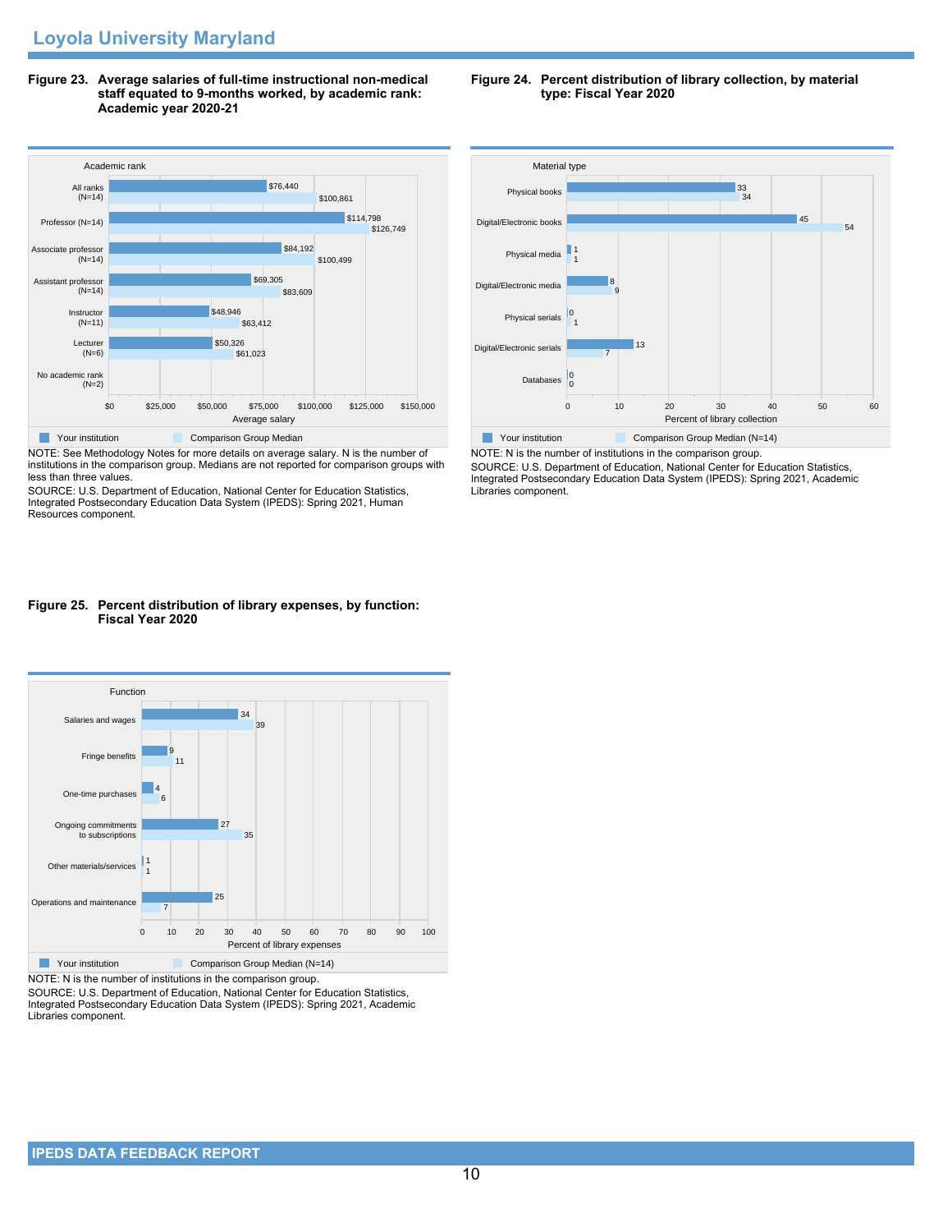**Figure 23. Average salaries of full-time instructional non-medical staff equated to 9-months worked, by academic rank: Academic year 2020-21**

| Academic rank | Your institution | Comparison Group Median |
|---|---|---|
| All ranks (N=14) | $76,440 | $100,861 |
| Professor (N=14) | $114,798 | $126,749 |
| Associate professor (N=14) | $84,192 | $100,499 |
| Assistant professor (N=14) | $69,305 | $83,609 |
| Instructor (N=11) | $48,946 | $63,412 |
| Lecturer (N=6) | $50,326 | $61,023 |
| No academic rank (N=2) | | |

NOTE: See Methodology Notes for more details on average salary. N is the number of institutions in the comparison group. Medians are not reported for comparison groups with less than three values.

SOURCE: U.S. Department of Education, National Center for Education Statistics, Integrated Postsecondary Education Data System (IPEDS): Spring 2021, Human Resources component.

**Figure 24. Percent distribution of library collection, by material type: Fiscal Year 2020**

| Material type | Your institution | Comparison Group Median (N=14) |
|---|---|---|
| Physical books | 33 | 34 |
| Digital/Electronic books | 45 | 54 |
| Physical media | 1 | 1 |
| Digital/Electronic media | 8 | 9 |
| Physical serials | 0 | 1 |
| Digital/Electronic serials | 13 | 7 |
| Databases | 0 | 0 |

NOTE: N is the number of institutions in the comparison group.

SOURCE: U.S. Department of Education, National Center for Education Statistics, Integrated Postsecondary Education Data System (IPEDS): Spring 2021, Academic Libraries component.

**Figure 25. Percent distribution of library expenses, by function: Fiscal Year 2020**

| Function | Your institution | Comparison Group Median (N=14) |
|---|---|---|
| Salaries and wages | 34 | 39 |
| Fringe benefits | 9 | 11 |
| One-time purchases | 4 | 6 |
| Ongoing commitments to subscriptions | 27 | 35 |
| Other materials/services | 1 | 1 |
| Operations and maintenance | 25 | 7 |

NOTE: N is the number of institutions in the comparison group.

SOURCE: U.S. Department of Education, National Center for Education Statistics, Integrated Postsecondary Education Data System (IPEDS): Spring 2021, Academic Libraries component.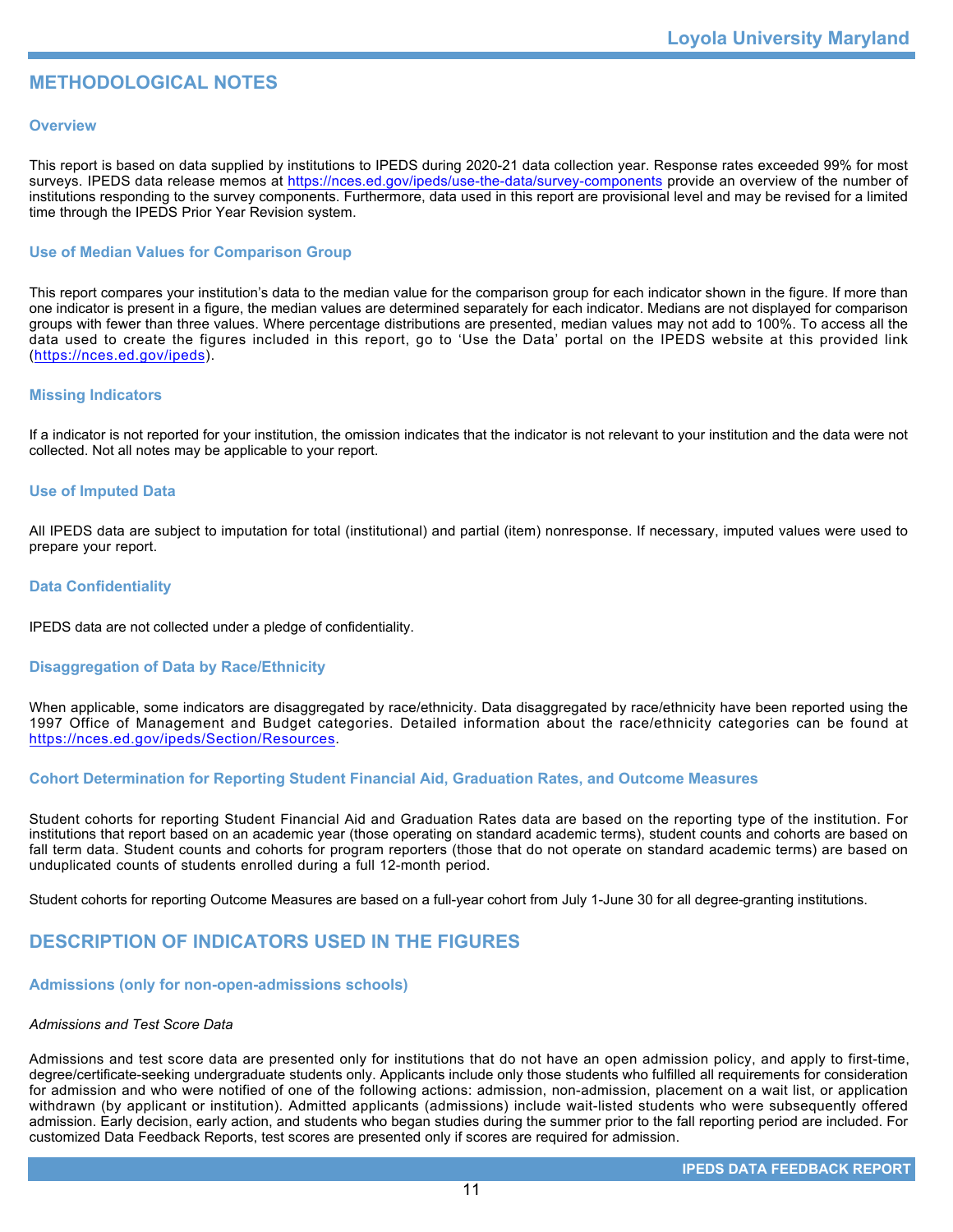## METHODOLOGICAL NOTES

### Overview

This report is based on data supplied by institutions to IPEDS during 2020-21 data collection year. Response rates exceeded 99% for most surveys. IPEDS data release memos at https://nces.ed.gov/ipeds/use-the-data/survey-components provide an overview of the number of institutions responding to the survey components. Furthermore, data used in this report are provisional level and may be revised for a limited time through the IPEDS Prior Year Revision system.

### Use of Median Values for Comparison Group

This report compares your institution's data to the median value for the comparison group for each indicator shown in the figure. If more than one indicator is present in a figure, the median values are determined separately for each indicator. Medians are not displayed for comparison groups with fewer than three values. Where percentage distributions are presented, median values may not add to 100%. To access all the data used to create the figures included in this report, go to 'Use the Data' portal on the IPEDS website at this provided link (https://nces.ed.gov/ipeds).

### Missing Indicators

If a indicator is not reported for your institution, the omission indicates that the indicator is not relevant to your institution and the data were not collected. Not all notes may be applicable to your report.

### Use of Imputed Data

All IPEDS data are subject to imputation for total (institutional) and partial (item) nonresponse. If necessary, imputed values were used to prepare your report.

### Data Confidentiality

IPEDS data are not collected under a pledge of confidentiality.

### Disaggregation of Data by Race/Ethnicity

When applicable, some indicators are disaggregated by race/ethnicity. Data disaggregated by race/ethnicity have been reported using the 1997 Office of Management and Budget categories. Detailed information about the race/ethnicity categories can be found at https://nces.ed.gov/ipeds/Section/Resources.

### Cohort Determination for Reporting Student Financial Aid, Graduation Rates, and Outcome Measures

Student cohorts for reporting Student Financial Aid and Graduation Rates data are based on the reporting type of the institution. For institutions that report based on an academic year (those operating on standard academic terms), student counts and cohorts are based on fall term data. Student counts and cohorts for program reporters (those that do not operate on standard academic terms) are based on unduplicated counts of students enrolled during a full 12-month period.

Student cohorts for reporting Outcome Measures are based on a full-year cohort from July 1-June 30 for all degree-granting institutions.

## DESCRIPTION OF INDICATORS USED IN THE FIGURES

### Admissions (only for non-open-admissions schools)

*Admissions and Test Score Data*

Admissions and test score data are presented only for institutions that do not have an open admission policy, and apply to first-time, degree/certificate-seeking undergraduate students only. Applicants include only those students who fulfilled all requirements for consideration for admission and who were notified of one of the following actions: admission, non-admission, placement on a wait list, or application withdrawn (by applicant or institution). Admitted applicants (admissions) include wait-listed students who were subsequently offered admission. Early decision, early action, and students who began studies during the summer prior to the fall reporting period are included. For customized Data Feedback Reports, test scores are presented only if scores are required for admission.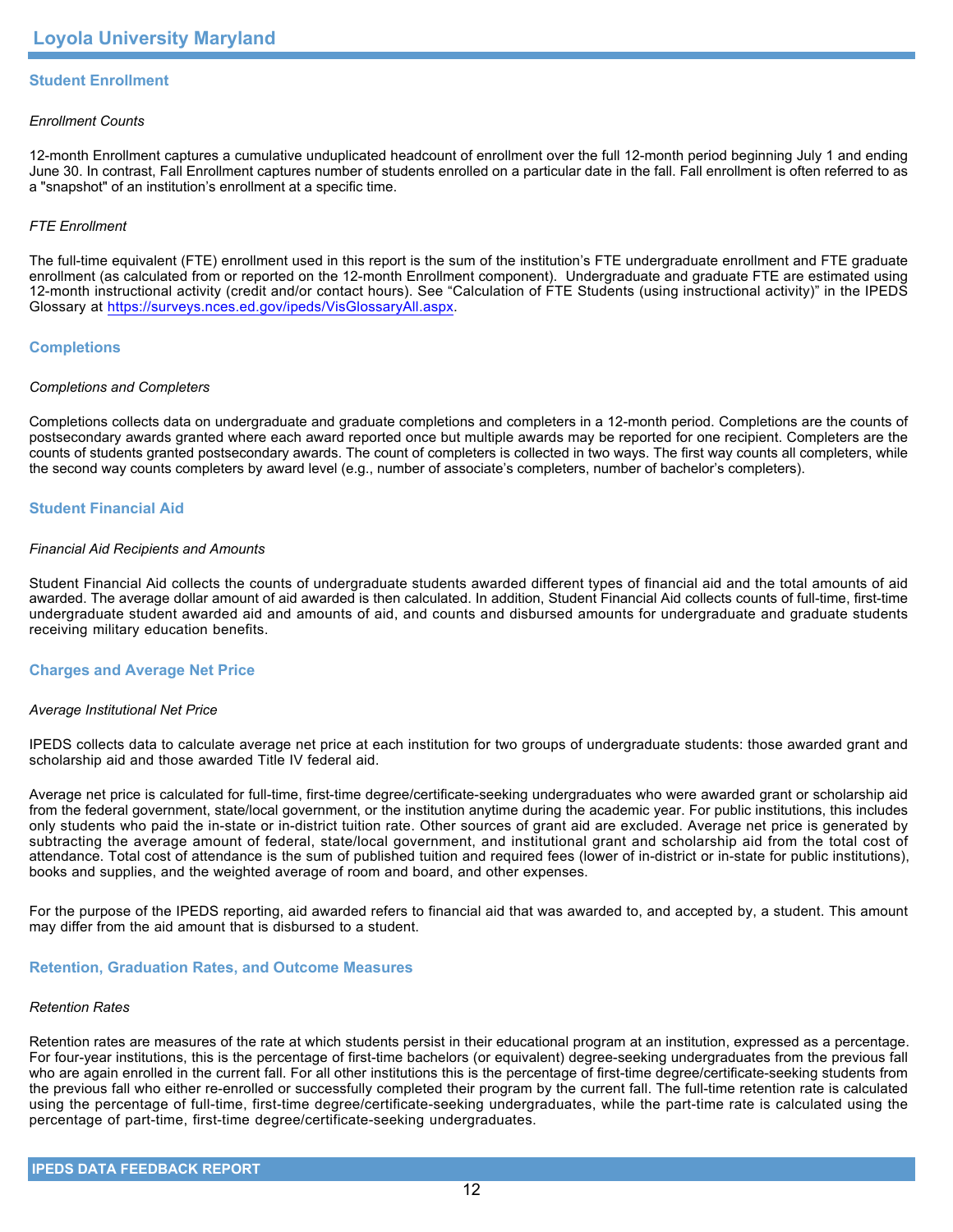## Student Enrollment

*Enrollment Counts*

12-month Enrollment captures a cumulative unduplicated headcount of enrollment over the full 12-month period beginning July 1 and ending June 30. In contrast, Fall Enrollment captures number of students enrolled on a particular date in the fall. Fall enrollment is often referred to as a "snapshot" of an institution's enrollment at a specific time.

*FTE Enrollment*

The full-time equivalent (FTE) enrollment used in this report is the sum of the institution's FTE undergraduate enrollment and FTE graduate enrollment (as calculated from or reported on the 12-month Enrollment component). Undergraduate and graduate FTE are estimated using 12-month instructional activity (credit and/or contact hours). See "Calculation of FTE Students (using instructional activity)" in the IPEDS Glossary at https://surveys.nces.ed.gov/ipeds/VisGlossaryAll.aspx.

## Completions

*Completions and Completers*

Completions collects data on undergraduate and graduate completions and completers in a 12-month period. Completions are the counts of postsecondary awards granted where each award reported once but multiple awards may be reported for one recipient. Completers are the counts of students granted postsecondary awards. The count of completers is collected in two ways. The first way counts all completers, while the second way counts completers by award level (e.g., number of associate's completers, number of bachelor's completers).

## Student Financial Aid

*Financial Aid Recipients and Amounts*

Student Financial Aid collects the counts of undergraduate students awarded different types of financial aid and the total amounts of aid awarded. The average dollar amount of aid awarded is then calculated. In addition, Student Financial Aid collects counts of full-time, first-time undergraduate student awarded aid and amounts of aid, and counts and disbursed amounts for undergraduate and graduate students receiving military education benefits.

## Charges and Average Net Price

*Average Institutional Net Price*

IPEDS collects data to calculate average net price at each institution for two groups of undergraduate students: those awarded grant and scholarship aid and those awarded Title IV federal aid.

Average net price is calculated for full-time, first-time degree/certificate-seeking undergraduates who were awarded grant or scholarship aid from the federal government, state/local government, or the institution anytime during the academic year. For public institutions, this includes only students who paid the in-state or in-district tuition rate. Other sources of grant aid are excluded. Average net price is generated by subtracting the average amount of federal, state/local government, and institutional grant and scholarship aid from the total cost of attendance. Total cost of attendance is the sum of published tuition and required fees (lower of in-district or in-state for public institutions), books and supplies, and the weighted average of room and board, and other expenses.

For the purpose of the IPEDS reporting, aid awarded refers to financial aid that was awarded to, and accepted by, a student. This amount may differ from the aid amount that is disbursed to a student.

## Retention, Graduation Rates, and Outcome Measures

*Retention Rates*

Retention rates are measures of the rate at which students persist in their educational program at an institution, expressed as a percentage. For four-year institutions, this is the percentage of first-time bachelors (or equivalent) degree-seeking undergraduates from the previous fall who are again enrolled in the current fall. For all other institutions this is the percentage of first-time degree/certificate-seeking students from the previous fall who either re-enrolled or successfully completed their program by the current fall. The full-time retention rate is calculated using the percentage of full-time, first-time degree/certificate-seeking undergraduates, while the part-time rate is calculated using the percentage of part-time, first-time degree/certificate-seeking undergraduates.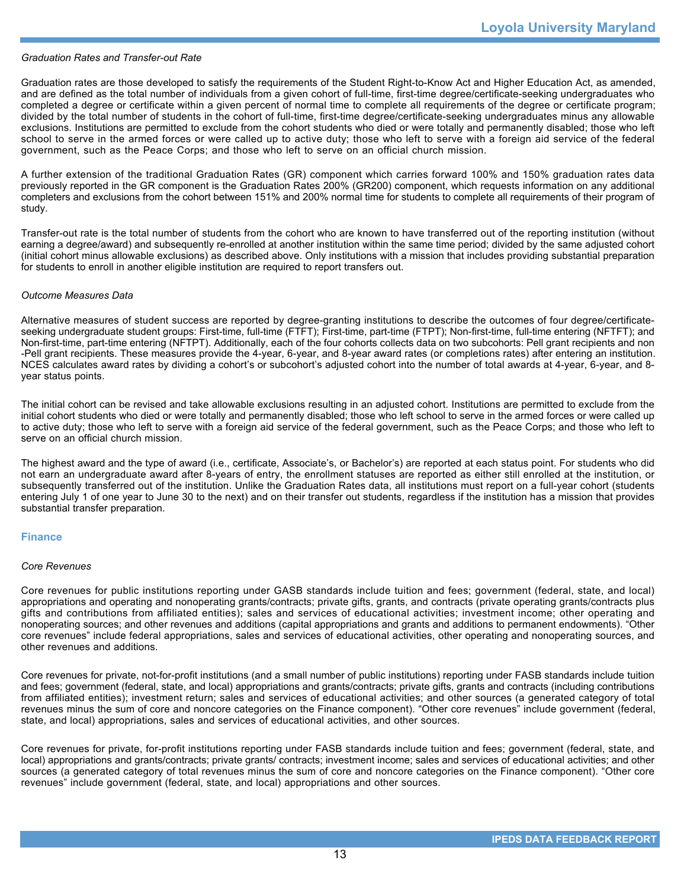*Graduation Rates and Transfer-out Rate*

Graduation rates are those developed to satisfy the requirements of the Student Right-to-Know Act and Higher Education Act, as amended, and are defined as the total number of individuals from a given cohort of full-time, first-time degree/certificate-seeking undergraduates who completed a degree or certificate within a given percent of normal time to complete all requirements of the degree or certificate program; divided by the total number of students in the cohort of full-time, first-time degree/certificate-seeking undergraduates minus any allowable exclusions. Institutions are permitted to exclude from the cohort students who died or were totally and permanently disabled; those who left school to serve in the armed forces or were called up to active duty; those who left to serve with a foreign aid service of the federal government, such as the Peace Corps; and those who left to serve on an official church mission.

A further extension of the traditional Graduation Rates (GR) component which carries forward 100% and 150% graduation rates data previously reported in the GR component is the Graduation Rates 200% (GR200) component, which requests information on any additional completers and exclusions from the cohort between 151% and 200% normal time for students to complete all requirements of their program of study.

Transfer-out rate is the total number of students from the cohort who are known to have transferred out of the reporting institution (without earning a degree/award) and subsequently re-enrolled at another institution within the same time period; divided by the same adjusted cohort (initial cohort minus allowable exclusions) as described above. Only institutions with a mission that includes providing substantial preparation for students to enroll in another eligible institution are required to report transfers out.

*Outcome Measures Data*

Alternative measures of student success are reported by degree-granting institutions to describe the outcomes of four degree/certificate-seeking undergraduate student groups: First-time, full-time (FTFT); First-time, part-time (FTPT); Non-first-time, full-time entering (NFTFT); and Non-first-time, part-time entering (NFTPT). Additionally, each of the four cohorts collects data on two subcohorts: Pell grant recipients and non -Pell grant recipients. These measures provide the 4-year, 6-year, and 8-year award rates (or completions rates) after entering an institution. NCES calculates award rates by dividing a cohort's or subcohort's adjusted cohort into the number of total awards at 4-year, 6-year, and 8-year status points.

The initial cohort can be revised and take allowable exclusions resulting in an adjusted cohort. Institutions are permitted to exclude from the initial cohort students who died or were totally and permanently disabled; those who left school to serve in the armed forces or were called up to active duty; those who left to serve with a foreign aid service of the federal government, such as the Peace Corps; and those who left to serve on an official church mission.

The highest award and the type of award (i.e., certificate, Associate's, or Bachelor's) are reported at each status point. For students who did not earn an undergraduate award after 8-years of entry, the enrollment statuses are reported as either still enrolled at the institution, or subsequently transferred out of the institution. Unlike the Graduation Rates data, all institutions must report on a full-year cohort (students entering July 1 of one year to June 30 to the next) and on their transfer out students, regardless if the institution has a mission that provides substantial transfer preparation.

## Finance

*Core Revenues*

Core revenues for public institutions reporting under GASB standards include tuition and fees; government (federal, state, and local) appropriations and operating and nonoperating grants/contracts; private gifts, grants, and contracts (private operating grants/contracts plus gifts and contributions from affiliated entities); sales and services of educational activities; investment income; other operating and nonoperating sources; and other revenues and additions (capital appropriations and grants and additions to permanent endowments). "Other core revenues" include federal appropriations, sales and services of educational activities, other operating and nonoperating sources, and other revenues and additions.

Core revenues for private, not-for-profit institutions (and a small number of public institutions) reporting under FASB standards include tuition and fees; government (federal, state, and local) appropriations and grants/contracts; private gifts, grants and contracts (including contributions from affiliated entities); investment return; sales and services of educational activities; and other sources (a generated category of total revenues minus the sum of core and noncore categories on the Finance component). "Other core revenues" include government (federal, state, and local) appropriations, sales and services of educational activities, and other sources.

Core revenues for private, for-profit institutions reporting under FASB standards include tuition and fees; government (federal, state, and local) appropriations and grants/contracts; private grants/ contracts; investment income; sales and services of educational activities; and other sources (a generated category of total revenues minus the sum of core and noncore categories on the Finance component). "Other core revenues" include government (federal, state, and local) appropriations and other sources.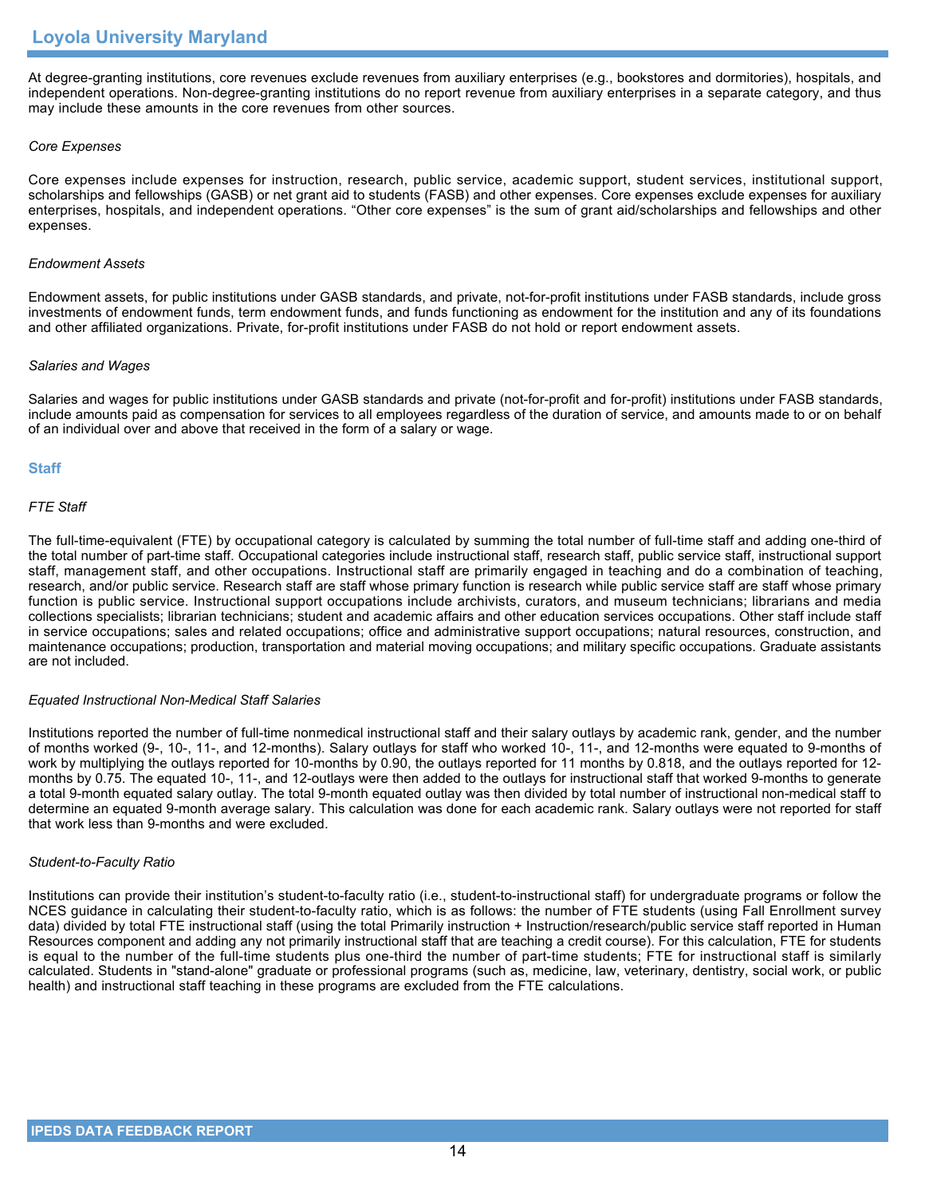At degree-granting institutions, core revenues exclude revenues from auxiliary enterprises (e.g., bookstores and dormitories), hospitals, and independent operations. Non-degree-granting institutions do no report revenue from auxiliary enterprises in a separate category, and thus may include these amounts in the core revenues from other sources.

*Core Expenses*

Core expenses include expenses for instruction, research, public service, academic support, student services, institutional support, scholarships and fellowships (GASB) or net grant aid to students (FASB) and other expenses. Core expenses exclude expenses for auxiliary enterprises, hospitals, and independent operations. “Other core expenses” is the sum of grant aid/scholarships and fellowships and other expenses.

*Endowment Assets*

Endowment assets, for public institutions under GASB standards, and private, not-for-profit institutions under FASB standards, include gross investments of endowment funds, term endowment funds, and funds functioning as endowment for the institution and any of its foundations and other affiliated organizations. Private, for-profit institutions under FASB do not hold or report endowment assets.

*Salaries and Wages*

Salaries and wages for public institutions under GASB standards and private (not-for-profit and for-profit) institutions under FASB standards, include amounts paid as compensation for services to all employees regardless of the duration of service, and amounts made to or on behalf of an individual over and above that received in the form of a salary or wage.

## Staff

*FTE Staff*

The full-time-equivalent (FTE) by occupational category is calculated by summing the total number of full-time staff and adding one-third of the total number of part-time staff. Occupational categories include instructional staff, research staff, public service staff, instructional support staff, management staff, and other occupations. Instructional staff are primarily engaged in teaching and do a combination of teaching, research, and/or public service. Research staff are staff whose primary function is research while public service staff are staff whose primary function is public service. Instructional support occupations include archivists, curators, and museum technicians; librarians and media collections specialists; librarian technicians; student and academic affairs and other education services occupations. Other staff include staff in service occupations; sales and related occupations; office and administrative support occupations; natural resources, construction, and maintenance occupations; production, transportation and material moving occupations; and military specific occupations. Graduate assistants are not included.

*Equated Instructional Non-Medical Staff Salaries*

Institutions reported the number of full-time nonmedical instructional staff and their salary outlays by academic rank, gender, and the number of months worked (9-, 10-, 11-, and 12-months). Salary outlays for staff who worked 10-, 11-, and 12-months were equated to 9-months of work by multiplying the outlays reported for 10-months by 0.90, the outlays reported for 11 months by 0.818, and the outlays reported for 12-months by 0.75. The equated 10-, 11-, and 12-outlays were then added to the outlays for instructional staff that worked 9-months to generate a total 9-month equated salary outlay. The total 9-month equated outlay was then divided by total number of instructional non-medical staff to determine an equated 9-month average salary. This calculation was done for each academic rank. Salary outlays were not reported for staff that work less than 9-months and were excluded.

*Student-to-Faculty Ratio*

Institutions can provide their institution’s student-to-faculty ratio (i.e., student-to-instructional staff) for undergraduate programs or follow the NCES guidance in calculating their student-to-faculty ratio, which is as follows: the number of FTE students (using Fall Enrollment survey data) divided by total FTE instructional staff (using the total Primarily instruction + Instruction/research/public service staff reported in Human Resources component and adding any not primarily instructional staff that are teaching a credit course). For this calculation, FTE for students is equal to the number of the full-time students plus one-third the number of part-time students; FTE for instructional staff is similarly calculated. Students in "stand-alone" graduate or professional programs (such as, medicine, law, veterinary, dentistry, social work, or public health) and instructional staff teaching in these programs are excluded from the FTE calculations.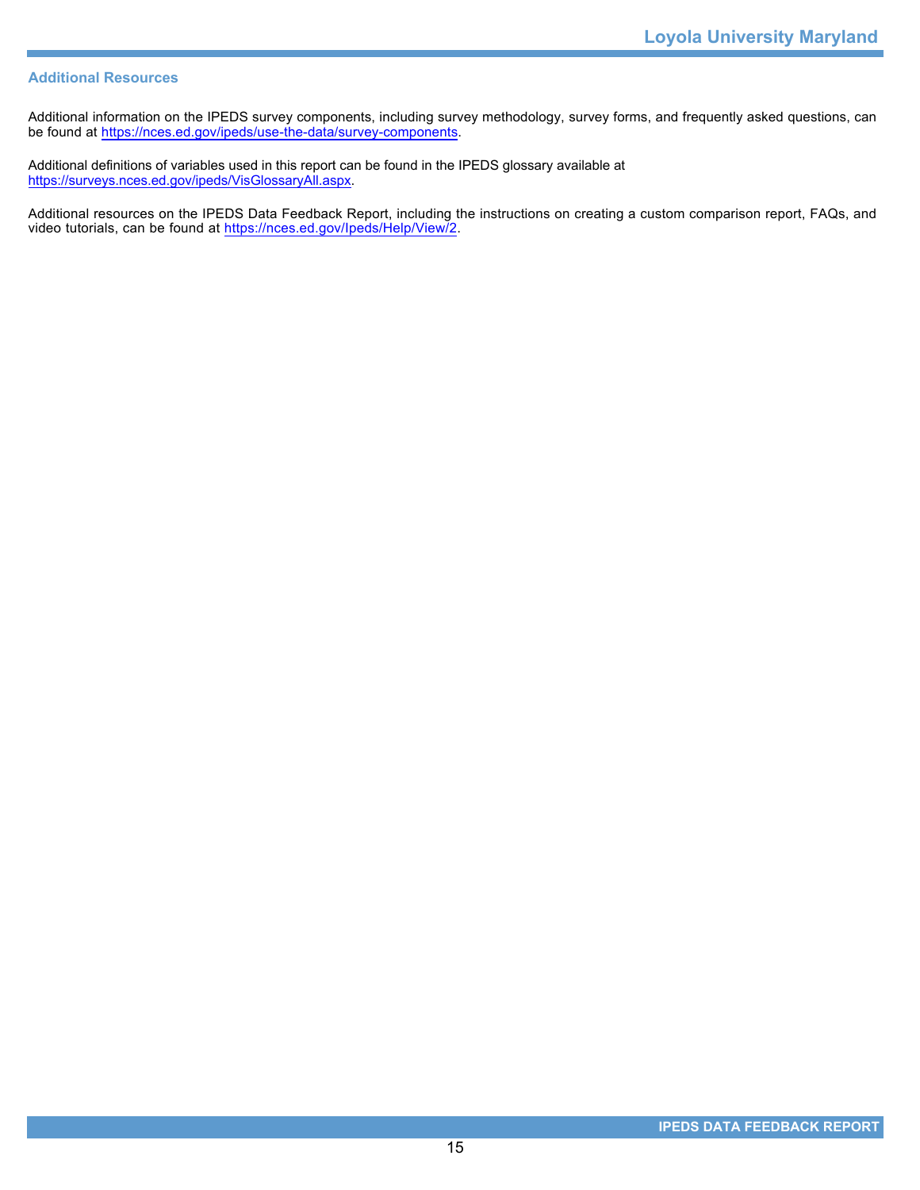## Additional Resources

Additional information on the IPEDS survey components, including survey methodology, survey forms, and frequently asked questions, can be found at https://nces.ed.gov/ipeds/use-the-data/survey-components.

Additional definitions of variables used in this report can be found in the IPEDS glossary available at https://surveys.nces.ed.gov/ipeds/VisGlossaryAll.aspx.

Additional resources on the IPEDS Data Feedback Report, including the instructions on creating a custom comparison report, FAQs, and video tutorials, can be found at https://nces.ed.gov/Ipeds/Help/View/2.